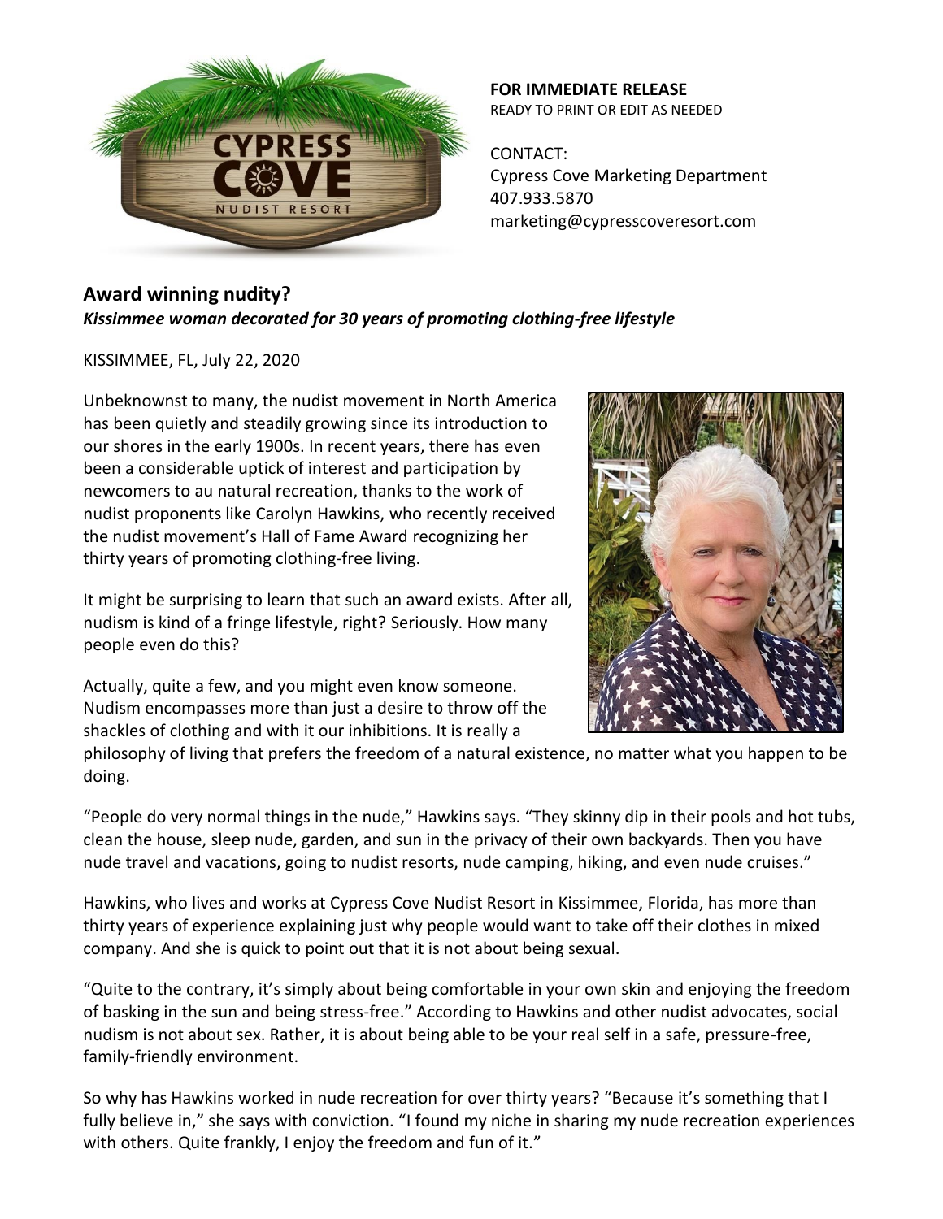**FOR IMMEDIATE RELEASE**
READY TO PRINT OR EDIT AS NEEDED

CONTACT:
Cypress Cove Marketing Department
407.933.5870
marketing@cypresscoveresort.com

## Award winning nudity?

***Kissimmee woman decorated for 30 years of promoting clothing-free lifestyle***

KISSIMMEE, FL, July 22, 2020

Unbeknownst to many, the nudist movement in North America has been quietly and steadily growing since its introduction to our shores in the early 1900s. In recent years, there has even been a considerable uptick of interest and participation by newcomers to au natural recreation, thanks to the work of nudist proponents like Carolyn Hawkins, who recently received the nudist movement's Hall of Fame Award recognizing her thirty years of promoting clothing-free living.

It might be surprising to learn that such an award exists. After all, nudism is kind of a fringe lifestyle, right? Seriously. How many people even do this?

Actually, quite a few, and you might even know someone. Nudism encompasses more than just a desire to throw off the shackles of clothing and with it our inhibitions. It is really a philosophy of living that prefers the freedom of a natural existence, no matter what you happen to be doing.

"People do very normal things in the nude," Hawkins says. "They skinny dip in their pools and hot tubs, clean the house, sleep nude, garden, and sun in the privacy of their own backyards. Then you have nude travel and vacations, going to nudist resorts, nude camping, hiking, and even nude cruises."

Hawkins, who lives and works at Cypress Cove Nudist Resort in Kissimmee, Florida, has more than thirty years of experience explaining just why people would want to take off their clothes in mixed company. And she is quick to point out that it is not about being sexual.

"Quite to the contrary, it's simply about being comfortable in your own skin and enjoying the freedom of basking in the sun and being stress-free." According to Hawkins and other nudist advocates, social nudism is not about sex. Rather, it is about being able to be your real self in a safe, pressure-free, family-friendly environment.

So why has Hawkins worked in nude recreation for over thirty years? "Because it's something that I fully believe in," she says with conviction. "I found my niche in sharing my nude recreation experiences with others. Quite frankly, I enjoy the freedom and fun of it."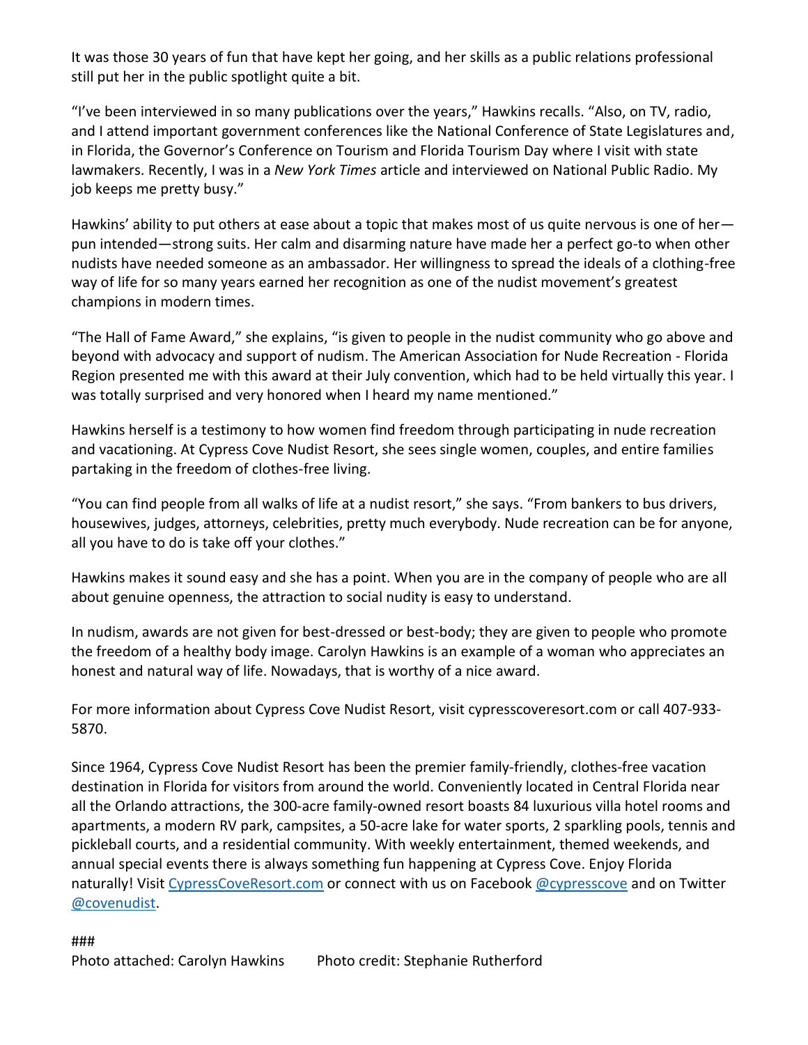It was those 30 years of fun that have kept her going, and her skills as a public relations professional still put her in the public spotlight quite a bit.

"I've been interviewed in so many publications over the years," Hawkins recalls. "Also, on TV, radio, and I attend important government conferences like the National Conference of State Legislatures and, in Florida, the Governor's Conference on Tourism and Florida Tourism Day where I visit with state lawmakers. Recently, I was in a *New York Times* article and interviewed on National Public Radio. My job keeps me pretty busy."

Hawkins' ability to put others at ease about a topic that makes most of us quite nervous is one of her—pun intended—strong suits. Her calm and disarming nature have made her a perfect go-to when other nudists have needed someone as an ambassador. Her willingness to spread the ideals of a clothing-free way of life for so many years earned her recognition as one of the nudist movement's greatest champions in modern times.

"The Hall of Fame Award," she explains, "is given to people in the nudist community who go above and beyond with advocacy and support of nudism. The American Association for Nude Recreation - Florida Region presented me with this award at their July convention, which had to be held virtually this year. I was totally surprised and very honored when I heard my name mentioned."

Hawkins herself is a testimony to how women find freedom through participating in nude recreation and vacationing. At Cypress Cove Nudist Resort, she sees single women, couples, and entire families partaking in the freedom of clothes-free living.

"You can find people from all walks of life at a nudist resort," she says. "From bankers to bus drivers, housewives, judges, attorneys, celebrities, pretty much everybody. Nude recreation can be for anyone, all you have to do is take off your clothes."

Hawkins makes it sound easy and she has a point. When you are in the company of people who are all about genuine openness, the attraction to social nudity is easy to understand.

In nudism, awards are not given for best-dressed or best-body; they are given to people who promote the freedom of a healthy body image. Carolyn Hawkins is an example of a woman who appreciates an honest and natural way of life. Nowadays, that is worthy of a nice award.

For more information about Cypress Cove Nudist Resort, visit cypresscoveresort.com or call 407-933-5870.

Since 1964, Cypress Cove Nudist Resort has been the premier family-friendly, clothes-free vacation destination in Florida for visitors from around the world. Conveniently located in Central Florida near all the Orlando attractions, the 300-acre family-owned resort boasts 84 luxurious villa hotel rooms and apartments, a modern RV park, campsites, a 50-acre lake for water sports, 2 sparkling pools, tennis and pickleball courts, and a residential community. With weekly entertainment, themed weekends, and annual special events there is always something fun happening at Cypress Cove. Enjoy Florida naturally! Visit CypressCoveResort.com or connect with us on Facebook @cypresscove and on Twitter @covenudist.

###

Photo attached: Carolyn Hawkins    Photo credit: Stephanie Rutherford